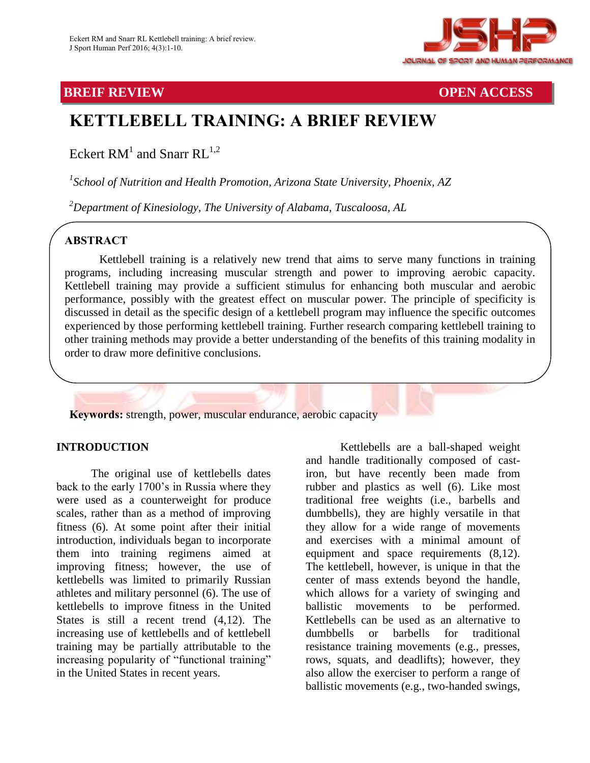BREIF REVIEW

OPEN ACCESS

# KETTLEBELL TRAINING: A BRIEF REVIEW

Eckert RM[1] and Snarr RL[1,2]

*[1]School of Nutrition and Health Promotion, Arizona State University, Phoenix, AZ*

*[2]Department of Kinesiology, The University of Alabama, Tuscaloosa, AL*

## ABSTRACT

Kettlebell training is a relatively new trend that aims to serve many functions in training programs, including increasing muscular strength and power to improving aerobic capacity. Kettlebell training may provide a sufficient stimulus for enhancing both muscular and aerobic performance, possibly with the greatest effect on muscular power. The principle of specificity is discussed in detail as the specific design of a kettlebell program may influence the specific outcomes experienced by those performing kettlebell training. Further research comparing kettlebell training to other training methods may provide a better understanding of the benefits of this training modality in order to draw more definitive conclusions.

**Keywords:** strength, power, muscular endurance, aerobic capacity

## INTRODUCTION

The original use of kettlebells dates back to the early 1700's in Russia where they were used as a counterweight for produce scales, rather than as a method of improving fitness (6). At some point after their initial introduction, individuals began to incorporate them into training regimens aimed at improving fitness; however, the use of kettlebells was limited to primarily Russian athletes and military personnel (6). The use of kettlebells to improve fitness in the United States is still a recent trend (4,12). The increasing use of kettlebells and of kettlebell training may be partially attributable to the increasing popularity of "functional training" in the United States in recent years.

Kettlebells are a ball-shaped weight and handle traditionally composed of cast-iron, but have recently been made from rubber and plastics as well (6). Like most traditional free weights (i.e., barbells and dumbbells), they are highly versatile in that they allow for a wide range of movements and exercises with a minimal amount of equipment and space requirements (8,12). The kettlebell, however, is unique in that the center of mass extends beyond the handle, which allows for a variety of swinging and ballistic movements to be performed. Kettlebells can be used as an alternative to dumbbells or barbells for traditional resistance training movements (e.g., presses, rows, squats, and deadlifts); however, they also allow the exerciser to perform a range of ballistic movements (e.g., two-handed swings,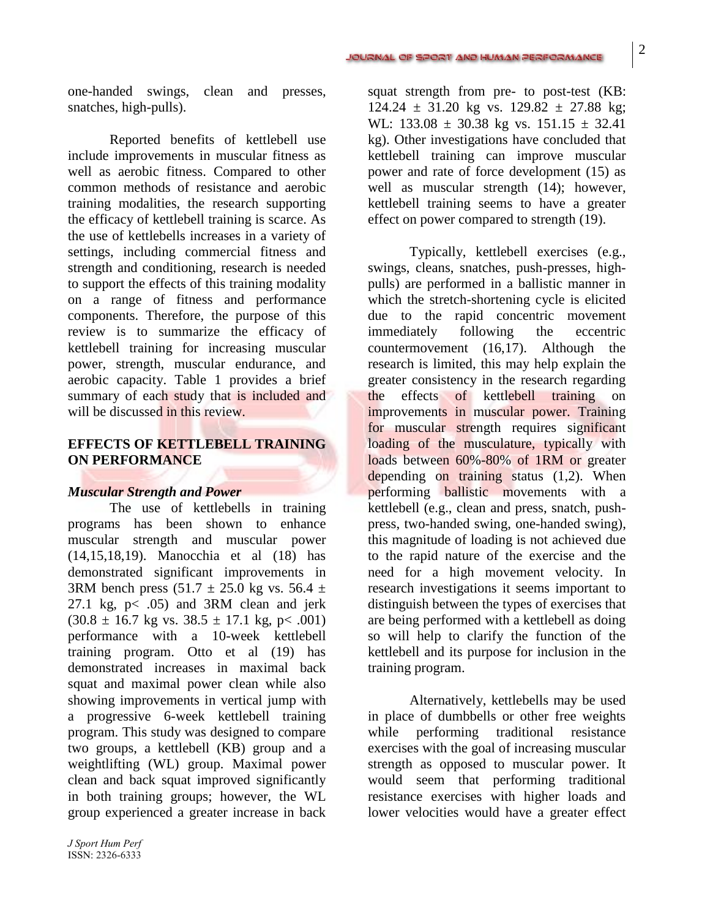one-handed swings, clean and presses, snatches, high-pulls).

Reported benefits of kettlebell use include improvements in muscular fitness as well as aerobic fitness. Compared to other common methods of resistance and aerobic training modalities, the research supporting the efficacy of kettlebell training is scarce. As the use of kettlebells increases in a variety of settings, including commercial fitness and strength and conditioning, research is needed to support the effects of this training modality on a range of fitness and performance components. Therefore, the purpose of this review is to summarize the efficacy of kettlebell training for increasing muscular power, strength, muscular endurance, and aerobic capacity. Table 1 provides a brief summary of each study that is included and will be discussed in this review.

## EFFECTS OF KETTLEBELL TRAINING ON PERFORMANCE

### *Muscular Strength and Power*

The use of kettlebells in training programs has been shown to enhance muscular strength and muscular power (14,15,18,19). Manocchia et al (18) has demonstrated significant improvements in 3RM bench press ($51.7 \pm 25.0$ kg vs. $56.4 \pm 27.1$ kg, $p < .05$) and 3RM clean and jerk ($30.8 \pm 16.7$ kg vs. $38.5 \pm 17.1$ kg, $p < .001$) performance with a 10-week kettlebell training program. Otto et al (19) has demonstrated increases in maximal back squat and maximal power clean while also showing improvements in vertical jump with a progressive 6-week kettlebell training program. This study was designed to compare two groups, a kettlebell (KB) group and a weightlifting (WL) group. Maximal power clean and back squat improved significantly in both training groups; however, the WL group experienced a greater increase in back squat strength from pre- to post-test (KB: $124.24 \pm 31.20$ kg vs. $129.82 \pm 27.88$ kg; WL: $133.08 \pm 30.38$ kg vs. $151.15 \pm 32.41$ kg). Other investigations have concluded that kettlebell training can improve muscular power and rate of force development (15) as well as muscular strength (14); however, kettlebell training seems to have a greater effect on power compared to strength (19).

Typically, kettlebell exercises (e.g., swings, cleans, snatches, push-presses, high-pulls) are performed in a ballistic manner in which the stretch-shortening cycle is elicited due to the rapid concentric movement immediately following the eccentric countermovement (16,17). Although the research is limited, this may help explain the greater consistency in the research regarding the effects of kettlebell training on improvements in muscular power. Training for muscular strength requires significant loading of the musculature, typically with loads between 60%-80% of 1RM or greater depending on training status (1,2). When performing ballistic movements with a kettlebell (e.g., clean and press, snatch, push-press, two-handed swing, one-handed swing), this magnitude of loading is not achieved due to the rapid nature of the exercise and the need for a high movement velocity. In research investigations it seems important to distinguish between the types of exercises that are being performed with a kettlebell as doing so will help to clarify the function of the kettlebell and its purpose for inclusion in the training program.

Alternatively, kettlebells may be used in place of dumbbells or other free weights while performing traditional resistance exercises with the goal of increasing muscular strength as opposed to muscular power. It would seem that performing traditional resistance exercises with higher loads and lower velocities would have a greater effect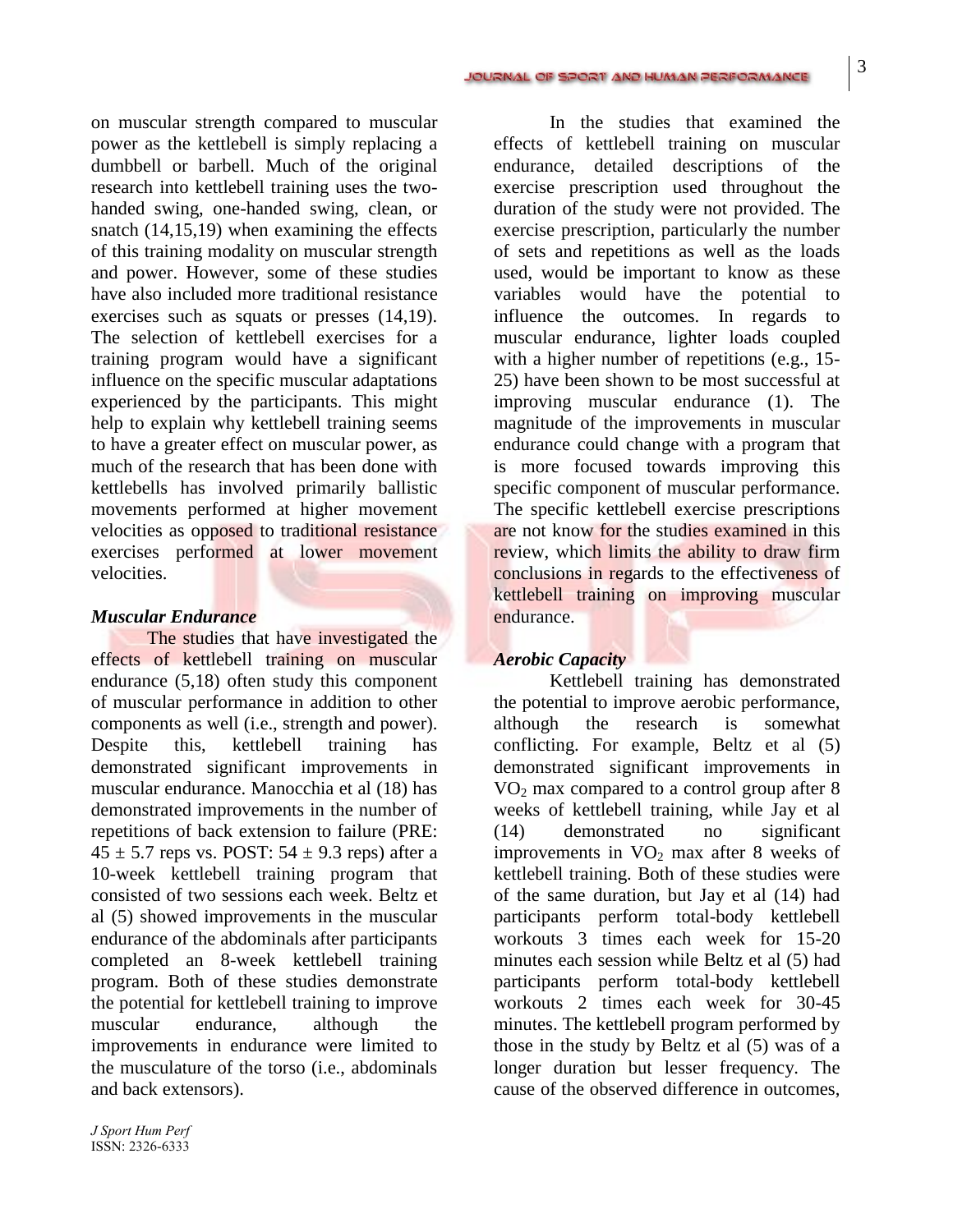on muscular strength compared to muscular power as the kettlebell is simply replacing a dumbbell or barbell. Much of the original research into kettlebell training uses the two-handed swing, one-handed swing, clean, or snatch (14,15,19) when examining the effects of this training modality on muscular strength and power. However, some of these studies have also included more traditional resistance exercises such as squats or presses (14,19). The selection of kettlebell exercises for a training program would have a significant influence on the specific muscular adaptations experienced by the participants. This might help to explain why kettlebell training seems to have a greater effect on muscular power, as much of the research that has been done with kettlebells has involved primarily ballistic movements performed at higher movement velocities as opposed to traditional resistance exercises performed at lower movement velocities.

***Muscular Endurance***

The studies that have investigated the effects of kettlebell training on muscular endurance (5,18) often study this component of muscular performance in addition to other components as well (i.e., strength and power). Despite this, kettlebell training has demonstrated significant improvements in muscular endurance. Manocchia et al (18) has demonstrated improvements in the number of repetitions of back extension to failure (PRE: $45 \pm 5.7$ reps vs. POST: $54 \pm 9.3$ reps) after a 10-week kettlebell training program that consisted of two sessions each week. Beltz et al (5) showed improvements in the muscular endurance of the abdominals after participants completed an 8-week kettlebell training program. Both of these studies demonstrate the potential for kettlebell training to improve muscular endurance, although the improvements in endurance were limited to the musculature of the torso (i.e., abdominals and back extensors).

In the studies that examined the effects of kettlebell training on muscular endurance, detailed descriptions of the exercise prescription used throughout the duration of the study were not provided. The exercise prescription, particularly the number of sets and repetitions as well as the loads used, would be important to know as these variables would have the potential to influence the outcomes. In regards to muscular endurance, lighter loads coupled with a higher number of repetitions (e.g., 15-25) have been shown to be most successful at improving muscular endurance (1). The magnitude of the improvements in muscular endurance could change with a program that is more focused towards improving this specific component of muscular performance. The specific kettlebell exercise prescriptions are not know for the studies examined in this review, which limits the ability to draw firm conclusions in regards to the effectiveness of kettlebell training on improving muscular endurance.

***Aerobic Capacity***

Kettlebell training has demonstrated the potential to improve aerobic performance, although the research is somewhat conflicting. For example, Beltz et al (5) demonstrated significant improvements in $VO_2$ max compared to a control group after 8 weeks of kettlebell training, while Jay et al (14) demonstrated no significant improvements in $VO_2$ max after 8 weeks of kettlebell training. Both of these studies were of the same duration, but Jay et al (14) had participants perform total-body kettlebell workouts 3 times each week for 15-20 minutes each session while Beltz et al (5) had participants perform total-body kettlebell workouts 2 times each week for 30-45 minutes. The kettlebell program performed by those in the study by Beltz et al (5) was of a longer duration but lesser frequency. The cause of the observed difference in outcomes,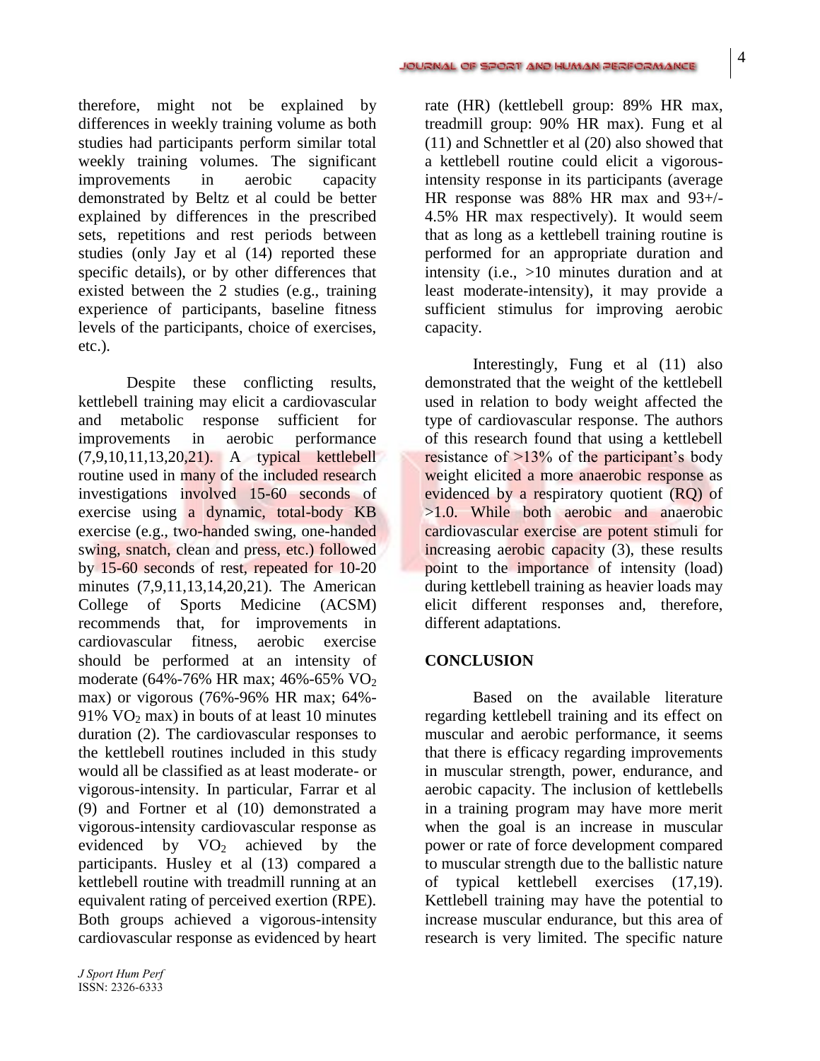therefore, might not be explained by differences in weekly training volume as both studies had participants perform similar total weekly training volumes. The significant improvements in aerobic capacity demonstrated by Beltz et al could be better explained by differences in the prescribed sets, repetitions and rest periods between studies (only Jay et al (14) reported these specific details), or by other differences that existed between the 2 studies (e.g., training experience of participants, baseline fitness levels of the participants, choice of exercises, etc.).

Despite these conflicting results, kettlebell training may elicit a cardiovascular and metabolic response sufficient for improvements in aerobic performance (7,9,10,11,13,20,21). A typical kettlebell routine used in many of the included research investigations involved 15-60 seconds of exercise using a dynamic, total-body KB exercise (e.g., two-handed swing, one-handed swing, snatch, clean and press, etc.) followed by 15-60 seconds of rest, repeated for 10-20 minutes (7,9,11,13,14,20,21). The American College of Sports Medicine (ACSM) recommends that, for improvements in cardiovascular fitness, aerobic exercise should be performed at an intensity of moderate (64%-76% HR max; 46%-65% $VO_2$ max) or vigorous (76%-96% HR max; 64%-91% $VO_2$ max) in bouts of at least 10 minutes duration (2). The cardiovascular responses to the kettlebell routines included in this study would all be classified as at least moderate- or vigorous-intensity. In particular, Farrar et al (9) and Fortner et al (10) demonstrated a vigorous-intensity cardiovascular response as evidenced by $VO_2$ achieved by the participants. Husley et al (13) compared a kettlebell routine with treadmill running at an equivalent rating of perceived exertion (RPE). Both groups achieved a vigorous-intensity cardiovascular response as evidenced by heart rate (HR) (kettlebell group: 89% HR max, treadmill group: 90% HR max). Fung et al (11) and Schnettler et al (20) also showed that a kettlebell routine could elicit a vigorous-intensity response in its participants (average HR response was 88% HR max and 93+/-4.5% HR max respectively). It would seem that as long as a kettlebell training routine is performed for an appropriate duration and intensity (i.e., >10 minutes duration and at least moderate-intensity), it may provide a sufficient stimulus for improving aerobic capacity.

Interestingly, Fung et al (11) also demonstrated that the weight of the kettlebell used in relation to body weight affected the type of cardiovascular response. The authors of this research found that using a kettlebell resistance of >13% of the participant's body weight elicited a more anaerobic response as evidenced by a respiratory quotient (RQ) of >1.0. While both aerobic and anaerobic cardiovascular exercise are potent stimuli for increasing aerobic capacity (3), these results point to the importance of intensity (load) during kettlebell training as heavier loads may elicit different responses and, therefore, different adaptations.

## CONCLUSION

Based on the available literature regarding kettlebell training and its effect on muscular and aerobic performance, it seems that there is efficacy regarding improvements in muscular strength, power, endurance, and aerobic capacity. The inclusion of kettlebells in a training program may have more merit when the goal is an increase in muscular power or rate of force development compared to muscular strength due to the ballistic nature of typical kettlebell exercises (17,19). Kettlebell training may have the potential to increase muscular endurance, but this area of research is very limited. The specific nature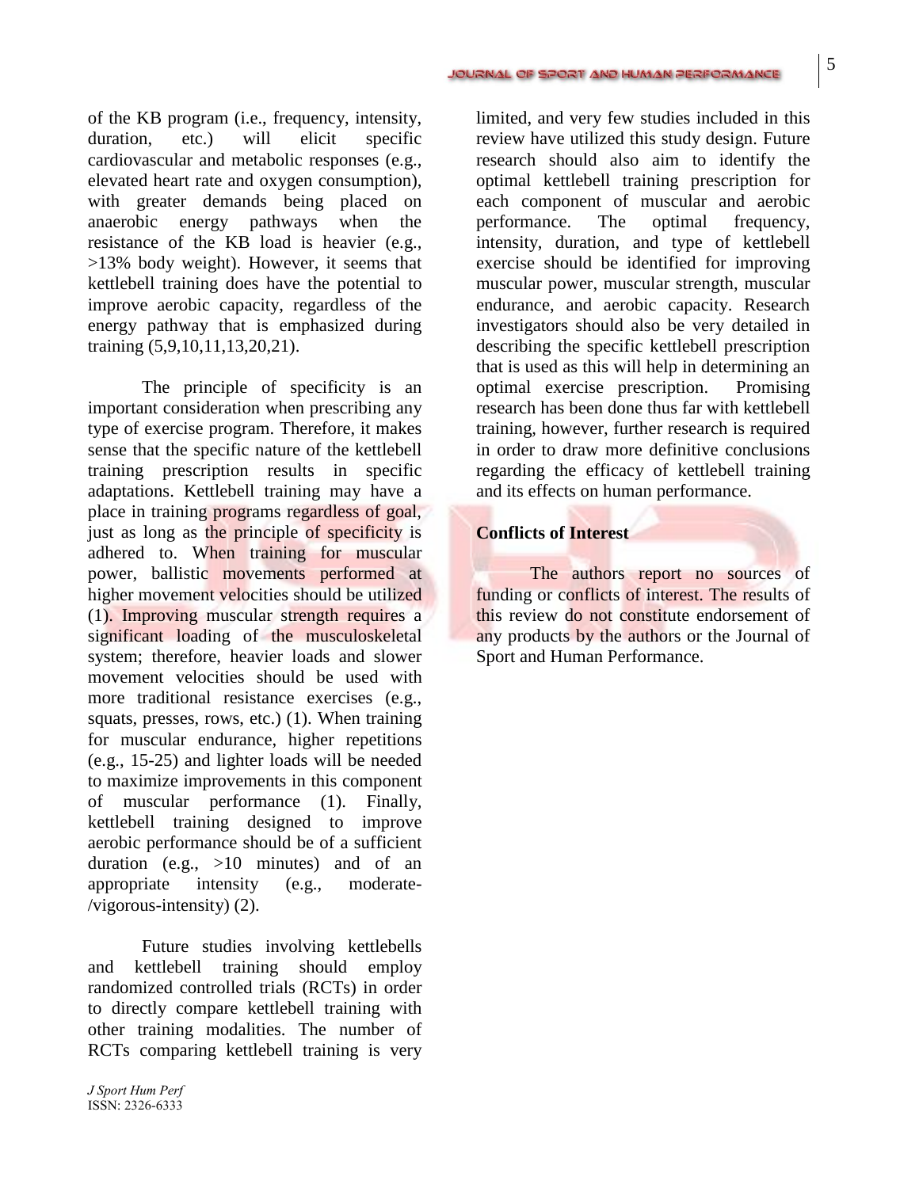of the KB program (i.e., frequency, intensity, duration, etc.) will elicit specific cardiovascular and metabolic responses (e.g., elevated heart rate and oxygen consumption), with greater demands being placed on anaerobic energy pathways when the resistance of the KB load is heavier (e.g., >13% body weight). However, it seems that kettlebell training does have the potential to improve aerobic capacity, regardless of the energy pathway that is emphasized during training (5,9,10,11,13,20,21).

The principle of specificity is an important consideration when prescribing any type of exercise program. Therefore, it makes sense that the specific nature of the kettlebell training prescription results in specific adaptations. Kettlebell training may have a place in training programs regardless of goal, just as long as the principle of specificity is adhered to. When training for muscular power, ballistic movements performed at higher movement velocities should be utilized (1). Improving muscular strength requires a significant loading of the musculoskeletal system; therefore, heavier loads and slower movement velocities should be used with more traditional resistance exercises (e.g., squats, presses, rows, etc.) (1). When training for muscular endurance, higher repetitions (e.g., 15-25) and lighter loads will be needed to maximize improvements in this component of muscular performance (1). Finally, kettlebell training designed to improve aerobic performance should be of a sufficient duration (e.g., >10 minutes) and of an appropriate intensity (e.g., moderate-/vigorous-intensity) (2).

Future studies involving kettlebells and kettlebell training should employ randomized controlled trials (RCTs) in order to directly compare kettlebell training with other training modalities. The number of RCTs comparing kettlebell training is very limited, and very few studies included in this review have utilized this study design. Future research should also aim to identify the optimal kettlebell training prescription for each component of muscular and aerobic performance. The optimal frequency, intensity, duration, and type of kettlebell exercise should be identified for improving muscular power, muscular strength, muscular endurance, and aerobic capacity. Research investigators should also be very detailed in describing the specific kettlebell prescription that is used as this will help in determining an optimal exercise prescription. Promising research has been done thus far with kettlebell training, however, further research is required in order to draw more definitive conclusions regarding the efficacy of kettlebell training and its effects on human performance.

**Conflicts of Interest**

The authors report no sources of funding or conflicts of interest. The results of this review do not constitute endorsement of any products by the authors or the Journal of Sport and Human Performance.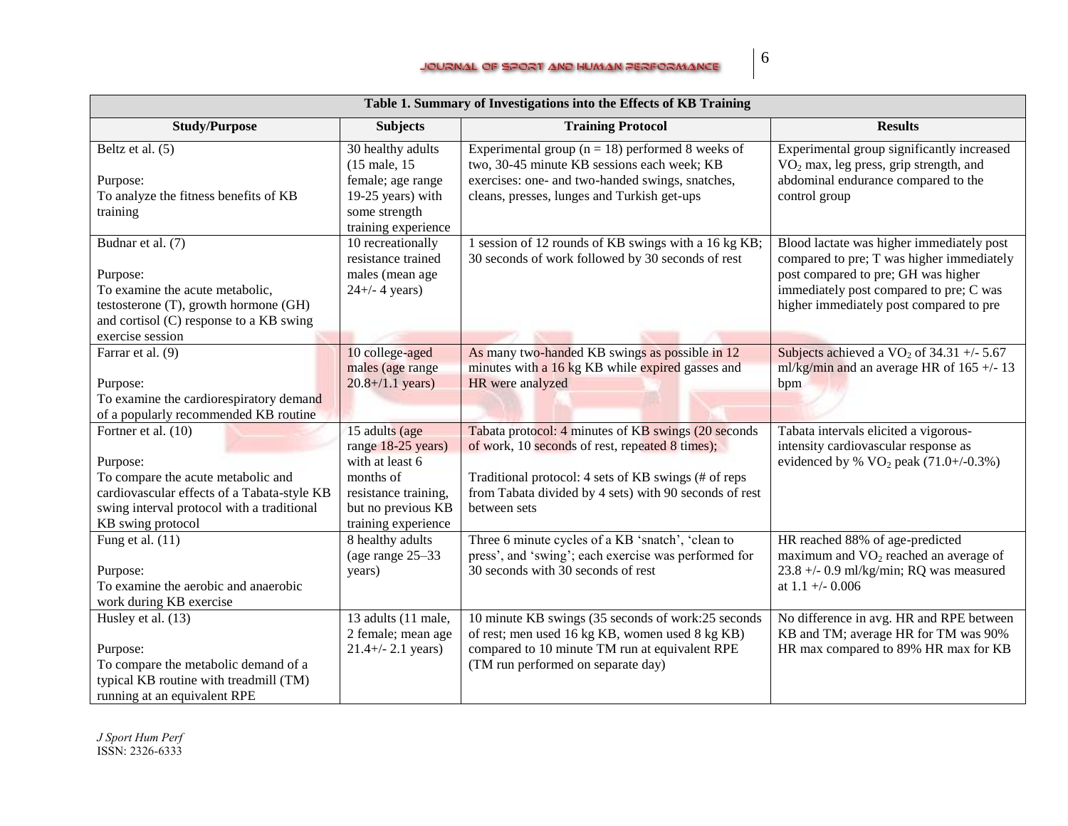**Table 1. Summary of Investigations into the Effects of KB Training**

| Study/Purpose | Subjects | Training Protocol | Results |
|---|---|---|---|
| Beltz et al. (5)<br><br>Purpose:<br>To analyze the fitness benefits of KB training | 30 healthy adults (15 male, 15 female; age range 19-25 years) with some strength training experience | Experimental group (n = 18) performed 8 weeks of two, 30-45 minute KB sessions each week; KB exercises: one- and two-handed swings, snatches, cleans, presses, lunges and Turkish get-ups | Experimental group significantly increased $VO_2$ max, leg press, grip strength, and abdominal endurance compared to the control group |
| Budnar et al. (7)<br><br>Purpose:<br>To examine the acute metabolic, testosterone (T), growth hormone (GH) and cortisol (C) response to a KB swing exercise session | 10 recreationally resistance trained males (mean age 24+/- 4 years) | 1 session of 12 rounds of KB swings with a 16 kg KB; 30 seconds of work followed by 30 seconds of rest | Blood lactate was higher immediately post compared to pre; T was higher immediately post compared to pre; GH was higher immediately post compared to pre; C was higher immediately post compared to pre |
| Farrar et al. (9)<br><br>Purpose:<br>To examine the cardiorespiratory demand of a popularly recommended KB routine | 10 college-aged males (age range 20.8+/1.1 years) | As many two-handed KB swings as possible in 12 minutes with a 16 kg KB while expired gasses and HR were analyzed | Subjects achieved a $VO_2$ of 34.31 +/- 5.67 ml/kg/min and an average HR of 165 +/- 13 bpm |
| Fortner et al. (10)<br><br>Purpose:<br>To compare the acute metabolic and cardiovascular effects of a Tabata-style KB swing interval protocol with a traditional KB swing protocol | 15 adults (age range 18-25 years) with at least 6 months of resistance training, but no previous KB training experience | Tabata protocol: 4 minutes of KB swings (20 seconds of work, 10 seconds of rest, repeated 8 times);<br><br>Traditional protocol: 4 sets of KB swings (# of reps from Tabata divided by 4 sets) with 90 seconds of rest between sets | Tabata intervals elicited a vigorous-intensity cardiovascular response as evidenced by % $VO_2$ peak (71.0+/-0.3%) |
| Fung et al. (11)<br><br>Purpose:<br>To examine the aerobic and anaerobic work during KB exercise | 8 healthy adults (age range 25–33 years) | Three 6 minute cycles of a KB 'snatch', 'clean to press', and 'swing'; each exercise was performed for 30 seconds with 30 seconds of rest | HR reached 88% of age-predicted maximum and $VO_2$ reached an average of 23.8 +/- 0.9 ml/kg/min; RQ was measured at 1.1 +/- 0.006 |
| Husley et al. (13)<br><br>Purpose:<br>To compare the metabolic demand of a typical KB routine with treadmill (TM) running at an equivalent RPE | 13 adults (11 male, 2 female; mean age 21.4+/- 2.1 years) | 10 minute KB swings (35 seconds of work:25 seconds of rest; men used 16 kg KB, women used 8 kg KB) compared to 10 minute TM run at equivalent RPE (TM run performed on separate day) | No difference in avg. HR and RPE between KB and TM; average HR for TM was 90% HR max compared to 89% HR max for KB |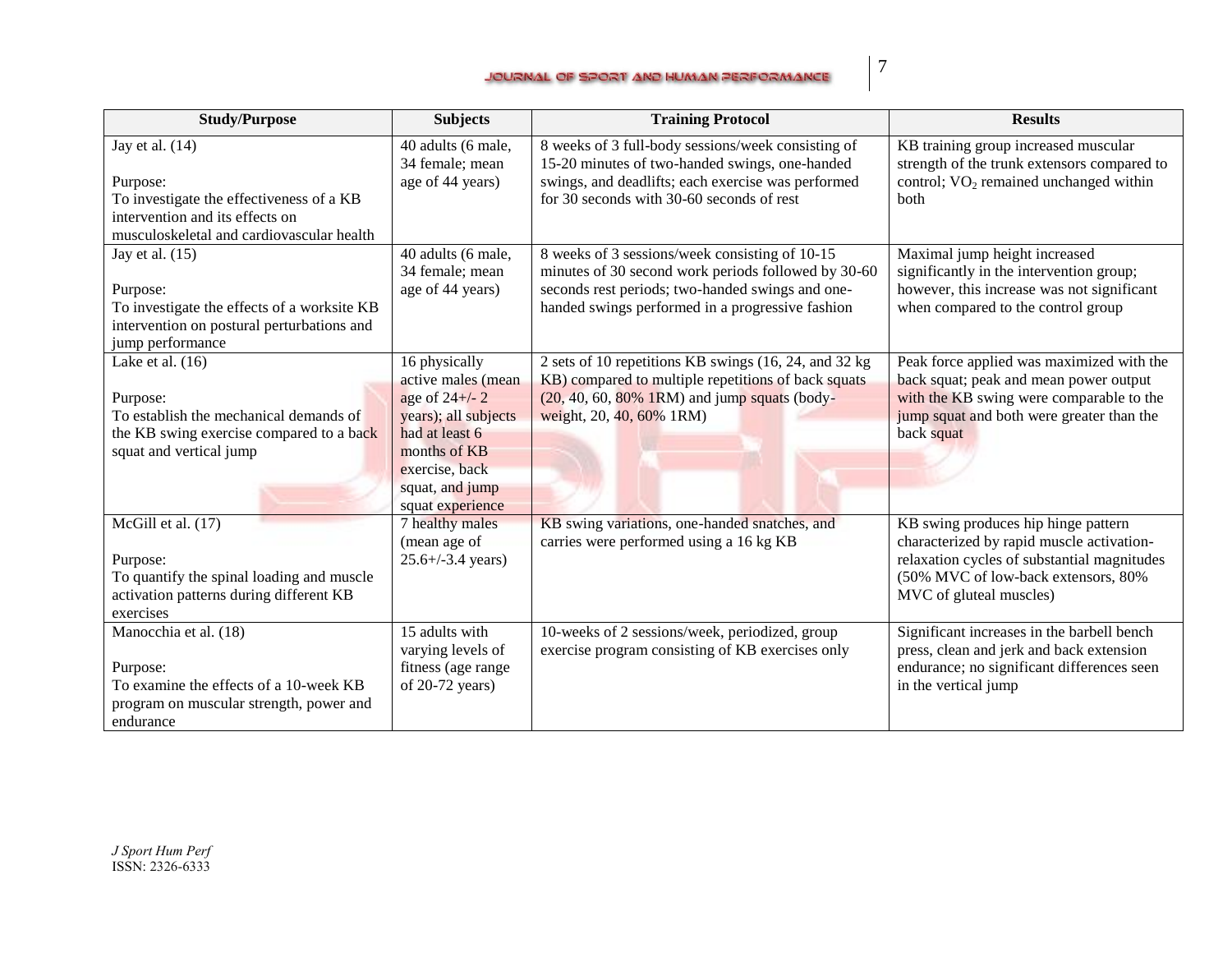| Study/Purpose | Subjects | Training Protocol | Results |
|---|---|---|---|
| Jay et al. (14)<br><br>Purpose:<br>To investigate the effectiveness of a KB intervention and its effects on musculoskeletal and cardiovascular health | 40 adults (6 male, 34 female; mean age of 44 years) | 8 weeks of 3 full-body sessions/week consisting of 15-20 minutes of two-handed swings, one-handed swings, and deadlifts; each exercise was performed for 30 seconds with 30-60 seconds of rest | KB training group increased muscular strength of the trunk extensors compared to control; $VO_2$ remained unchanged within both |
| Jay et al. (15)<br><br>Purpose:<br>To investigate the effects of a worksite KB intervention on postural perturbations and jump performance | 40 adults (6 male, 34 female; mean age of 44 years) | 8 weeks of 3 sessions/week consisting of 10-15 minutes of 30 second work periods followed by 30-60 seconds rest periods; two-handed swings and one-handed swings performed in a progressive fashion | Maximal jump height increased significantly in the intervention group; however, this increase was not significant when compared to the control group |
| Lake et al. (16)<br><br>Purpose:<br>To establish the mechanical demands of the KB swing exercise compared to a back squat and vertical jump | 16 physically active males (mean age of 24+/- 2 years); all subjects had at least 6 months of KB exercise, back squat, and jump squat experience | 2 sets of 10 repetitions KB swings (16, 24, and 32 kg KB) compared to multiple repetitions of back squats (20, 40, 60, 80% 1RM) and jump squats (body-weight, 20, 40, 60% 1RM) | Peak force applied was maximized with the back squat; peak and mean power output with the KB swing were comparable to the jump squat and both were greater than the back squat |
| McGill et al. (17)<br><br>Purpose:<br>To quantify the spinal loading and muscle activation patterns during different KB exercises | 7 healthy males (mean age of 25.6+/-3.4 years) | KB swing variations, one-handed snatches, and carries were performed using a 16 kg KB | KB swing produces hip hinge pattern characterized by rapid muscle activation-relaxation cycles of substantial magnitudes (50% MVC of low-back extensors, 80% MVC of gluteal muscles) |
| Manocchia et al. (18)<br><br>Purpose:<br>To examine the effects of a 10-week KB program on muscular strength, power and endurance | 15 adults with varying levels of fitness (age range of 20-72 years) | 10-weeks of 2 sessions/week, periodized, group exercise program consisting of KB exercises only | Significant increases in the barbell bench press, clean and jerk and back extension endurance; no significant differences seen in the vertical jump |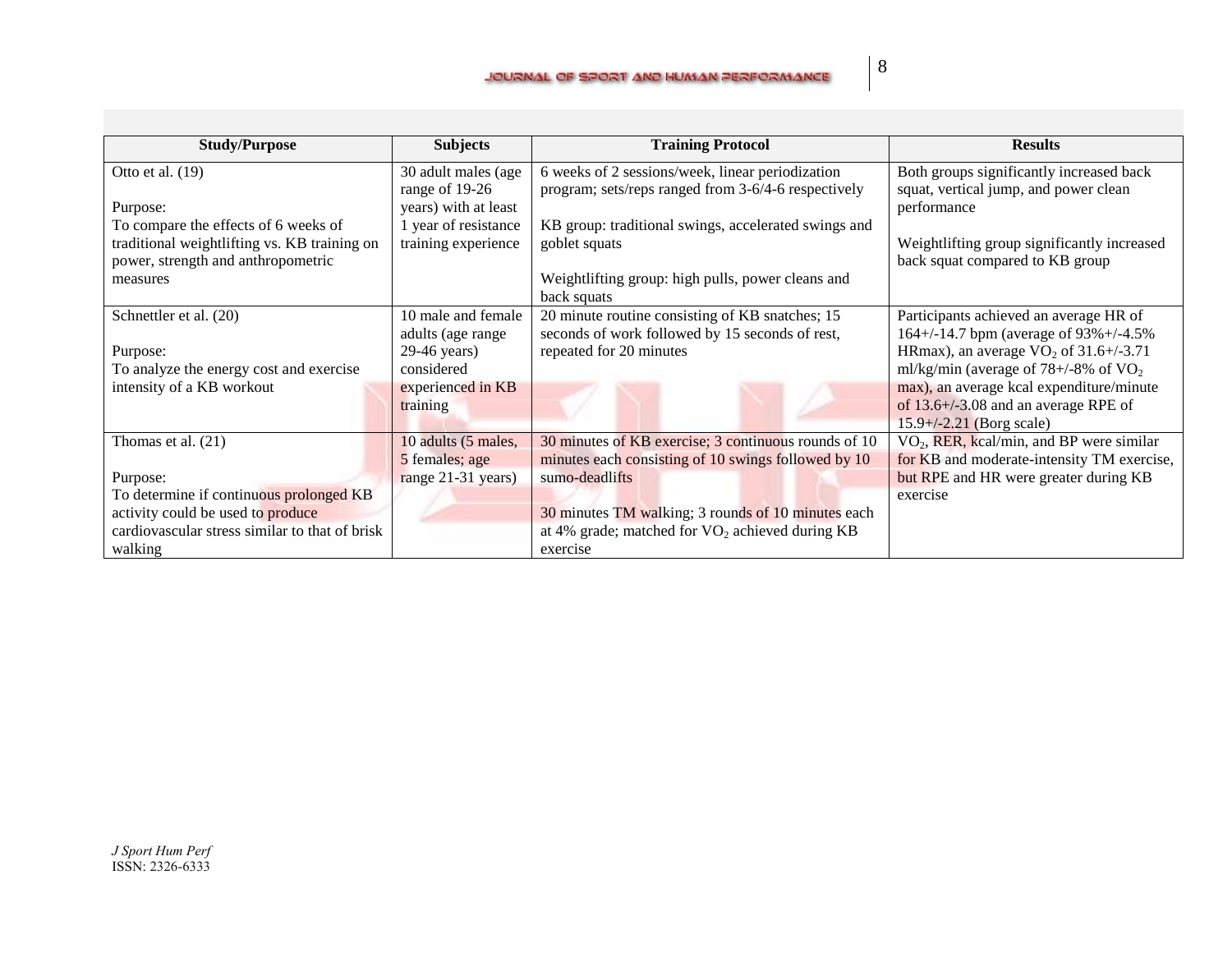| Study/Purpose | Subjects | Training Protocol | Results |
|---|---|---|---|
| Otto et al. (19)<br><br>Purpose:<br>To compare the effects of 6 weeks of traditional weightlifting vs. KB training on power, strength and anthropometric measures | 30 adult males (age range of 19-26 years) with at least 1 year of resistance training experience | 6 weeks of 2 sessions/week, linear periodization program; sets/reps ranged from 3-6/4-6 respectively<br><br>KB group: traditional swings, accelerated swings and goblet squats<br><br>Weightlifting group: high pulls, power cleans and back squats | Both groups significantly increased back squat, vertical jump, and power clean performance<br><br>Weightlifting group significantly increased back squat compared to KB group |
| Schnettler et al. (20)<br><br>Purpose:<br>To analyze the energy cost and exercise intensity of a KB workout | 10 male and female adults (age range 29-46 years) considered experienced in KB training | 20 minute routine consisting of KB snatches; 15 seconds of work followed by 15 seconds of rest, repeated for 20 minutes | Participants achieved an average HR of 164+/-14.7 bpm (average of 93%+/-4.5% HRmax), an average $VO_2$ of 31.6+/-3.71 ml/kg/min (average of 78+/-8% of $VO_2$ max), an average kcal expenditure/minute of 13.6+/-3.08 and an average RPE of 15.9+/-2.21 (Borg scale) |
| Thomas et al. (21)<br><br>Purpose:<br>To determine if continuous prolonged KB activity could be used to produce cardiovascular stress similar to that of brisk walking | 10 adults (5 males, 5 females; age range 21-31 years) | 30 minutes of KB exercise; 3 continuous rounds of 10 minutes each consisting of 10 swings followed by 10 sumo-deadlifts<br><br>30 minutes TM walking; 3 rounds of 10 minutes each at 4% grade; matched for $VO_2$ achieved during KB exercise | $VO_2$, RER, kcal/min, and BP were similar for KB and moderate-intensity TM exercise, but RPE and HR were greater during KB exercise |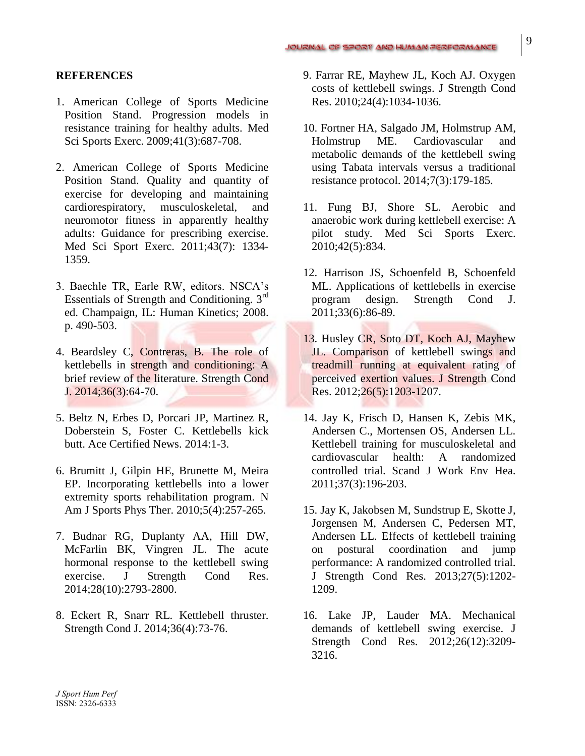## REFERENCES

1. American College of Sports Medicine Position Stand. Progression models in resistance training for healthy adults. Med Sci Sports Exerc. 2009;41(3):687-708.

2. American College of Sports Medicine Position Stand. Quality and quantity of exercise for developing and maintaining cardiorespiratory, musculoskeletal, and neuromotor fitness in apparently healthy adults: Guidance for prescribing exercise. Med Sci Sport Exerc. 2011;43(7): 1334-1359.

3. Baechle TR, Earle RW, editors. NSCA's Essentials of Strength and Conditioning. 3rd ed. Champaign, IL: Human Kinetics; 2008. p. 490-503.

4. Beardsley C, Contreras, B. The role of kettlebells in strength and conditioning: A brief review of the literature. Strength Cond J. 2014;36(3):64-70.

5. Beltz N, Erbes D, Porcari JP, Martinez R, Doberstein S, Foster C. Kettlebells kick butt. Ace Certified News. 2014:1-3.

6. Brumitt J, Gilpin HE, Brunette M, Meira EP. Incorporating kettlebells into a lower extremity sports rehabilitation program. N Am J Sports Phys Ther. 2010;5(4):257-265.

7. Budnar RG, Duplanty AA, Hill DW, McFarlin BK, Vingren JL. The acute hormonal response to the kettlebell swing exercise. J Strength Cond Res. 2014;28(10):2793-2800.

8. Eckert R, Snarr RL. Kettlebell thruster. Strength Cond J. 2014;36(4):73-76.

9. Farrar RE, Mayhew JL, Koch AJ. Oxygen costs of kettlebell swings. J Strength Cond Res. 2010;24(4):1034-1036.

10. Fortner HA, Salgado JM, Holmstrup AM, Holmstrup ME. Cardiovascular and metabolic demands of the kettlebell swing using Tabata intervals versus a traditional resistance protocol. 2014;7(3):179-185.

11. Fung BJ, Shore SL. Aerobic and anaerobic work during kettlebell exercise: A pilot study. Med Sci Sports Exerc. 2010;42(5):834.

12. Harrison JS, Schoenfeld B, Schoenfeld ML. Applications of kettlebells in exercise program design. Strength Cond J. 2011;33(6):86-89.

13. Husley CR, Soto DT, Koch AJ, Mayhew JL. Comparison of kettlebell swings and treadmill running at equivalent rating of perceived exertion values. J Strength Cond Res. 2012;26(5):1203-1207.

14. Jay K, Frisch D, Hansen K, Zebis MK, Andersen C., Mortensen OS, Andersen LL. Kettlebell training for musculoskeletal and cardiovascular health: A randomized controlled trial. Scand J Work Env Hea. 2011;37(3):196-203.

15. Jay K, Jakobsen M, Sundstrup E, Skotte J, Jorgensen M, Andersen C, Pedersen MT, Andersen LL. Effects of kettlebell training on postural coordination and jump performance: A randomized controlled trial. J Strength Cond Res. 2013;27(5):1202-1209.

16. Lake JP, Lauder MA. Mechanical demands of kettlebell swing exercise. J Strength Cond Res. 2012;26(12):3209-3216.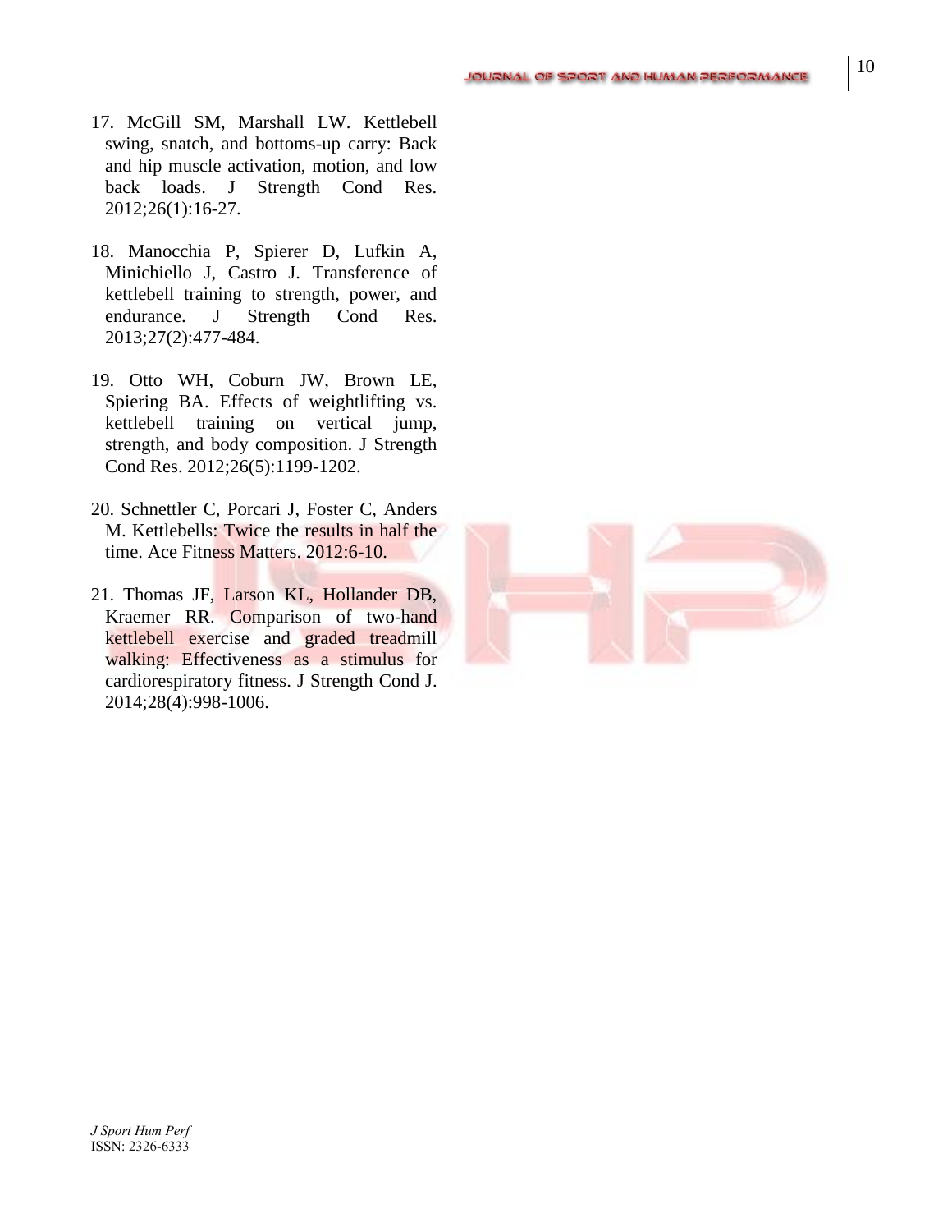17. McGill SM, Marshall LW. Kettlebell swing, snatch, and bottoms-up carry: Back and hip muscle activation, motion, and low back loads. J Strength Cond Res. 2012;26(1):16-27.

18. Manocchia P, Spierer D, Lufkin A, Minichiello J, Castro J. Transference of kettlebell training to strength, power, and endurance. J Strength Cond Res. 2013;27(2):477-484.

19. Otto WH, Coburn JW, Brown LE, Spiering BA. Effects of weightlifting vs. kettlebell training on vertical jump, strength, and body composition. J Strength Cond Res. 2012;26(5):1199-1202.

20. Schnettler C, Porcari J, Foster C, Anders M. Kettlebells: Twice the results in half the time. Ace Fitness Matters. 2012:6-10.

21. Thomas JF, Larson KL, Hollander DB, Kraemer RR. Comparison of two-hand kettlebell exercise and graded treadmill walking: Effectiveness as a stimulus for cardiorespiratory fitness. J Strength Cond J. 2014;28(4):998-1006.